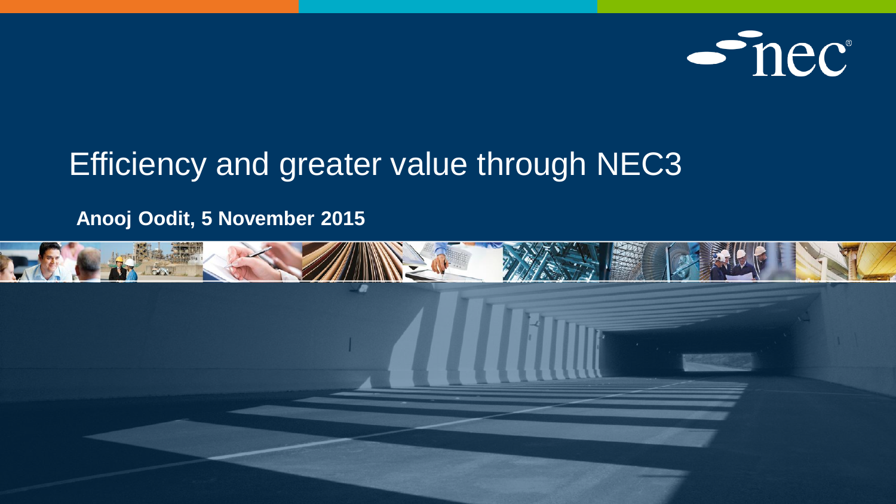# Efficiency and greater value through NEC3

**Anooj Oodit, 5 November 2015**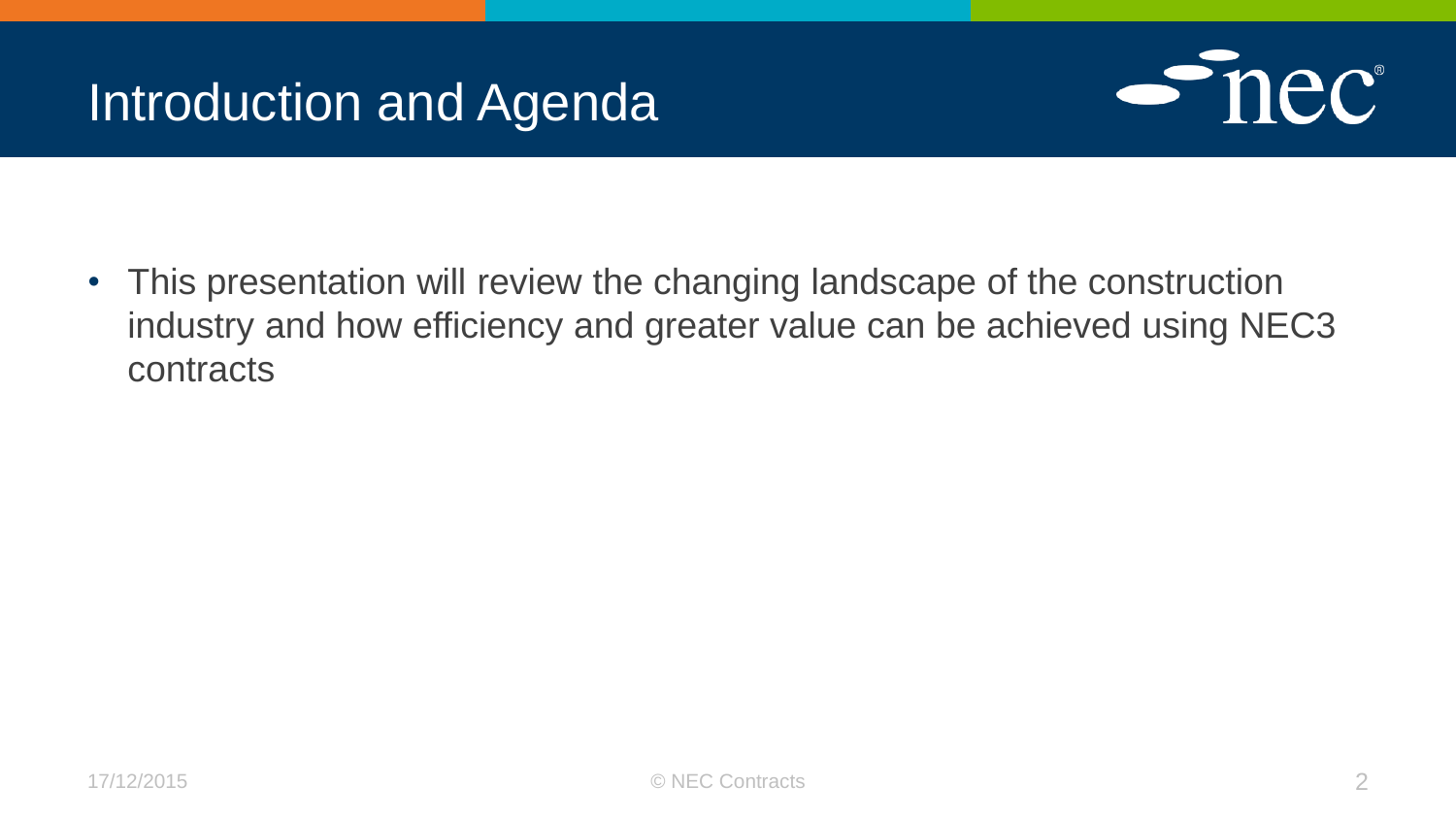# Introduction and Agenda

- This presentation will review the changing landscape of the construction industry and how efficiency and greater value can be achieved using NEC3 contracts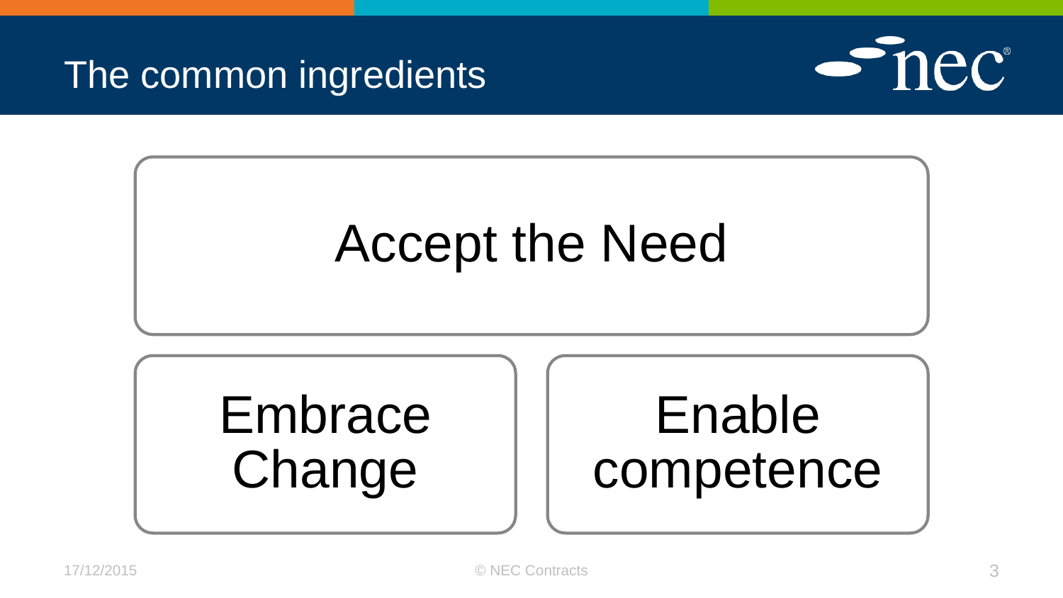# The common ingredients

Accept the Need

Embrace Change

Enable competence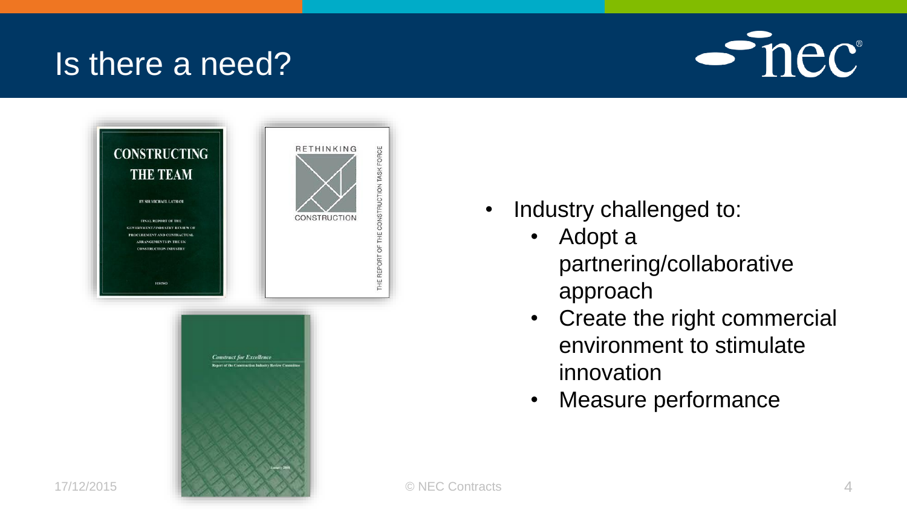# Is there a need?

- Industry challenged to:
  - Adopt a partnering/collaborative approach
  - Create the right commercial environment to stimulate innovation
  - Measure performance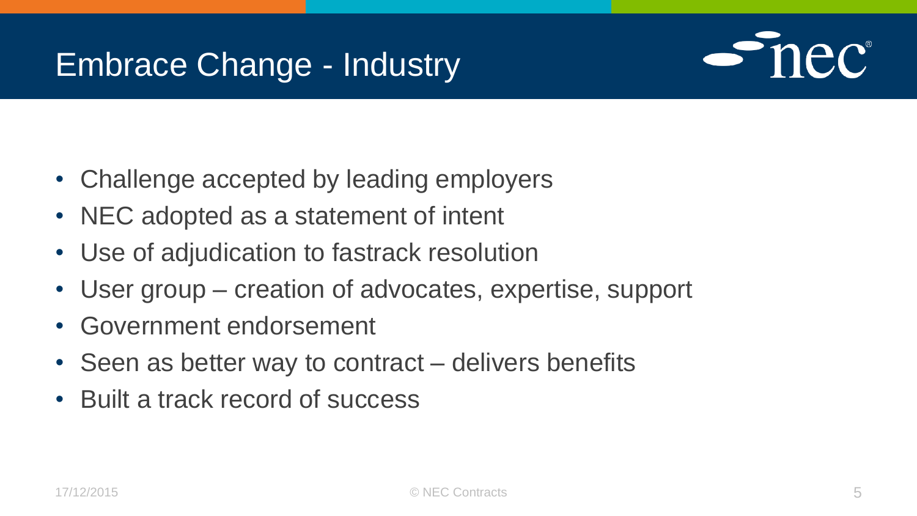# Embrace Change - Industry

- Challenge accepted by leading employers
- NEC adopted as a statement of intent
- Use of adjudication to fastrack resolution
- User group – creation of advocates, expertise, support
- Government endorsement
- Seen as better way to contract – delivers benefits
- Built a track record of success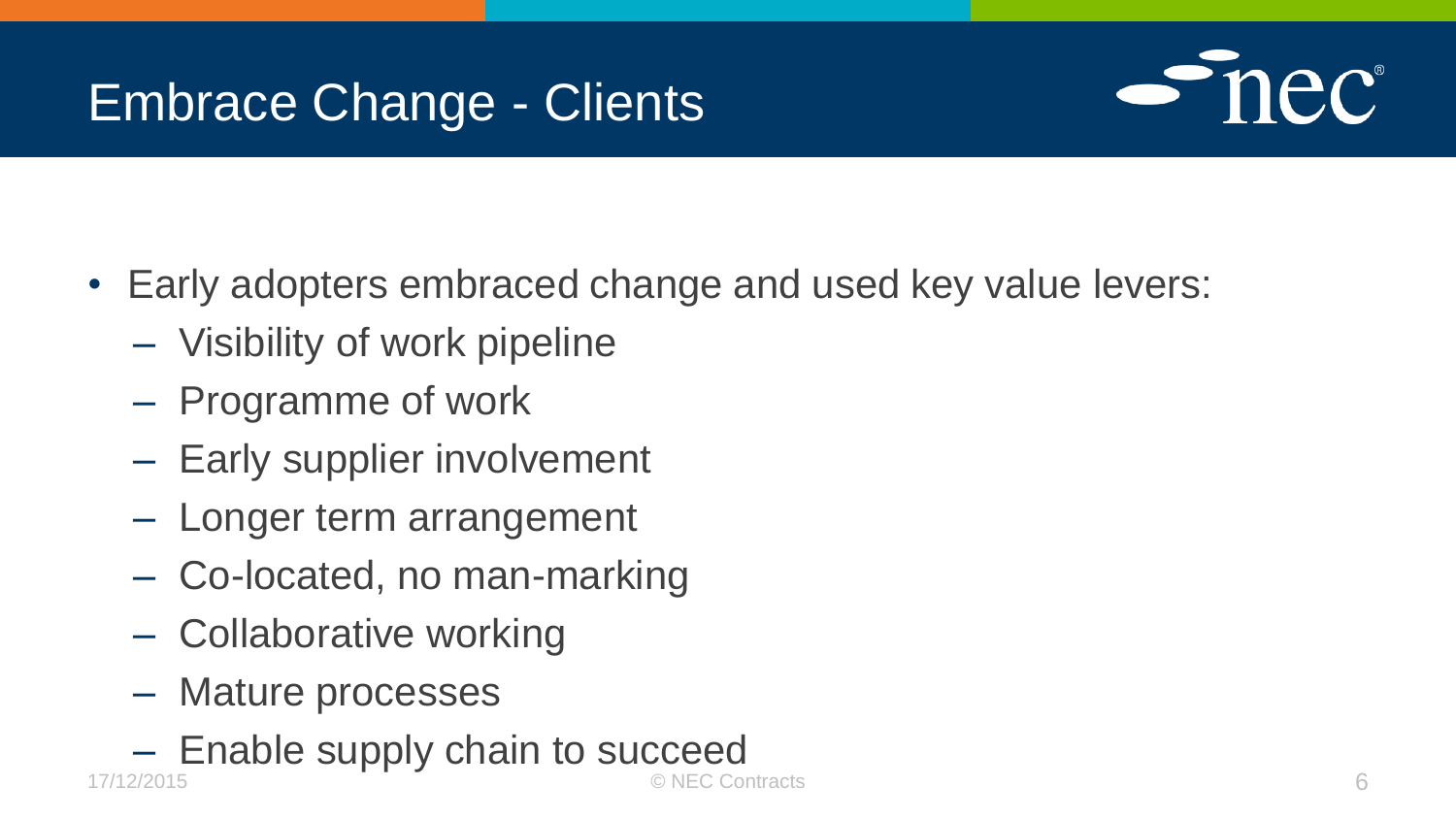# Embrace Change - Clients

- Early adopters embraced change and used key value levers:
  - Visibility of work pipeline
  - Programme of work
  - Early supplier involvement
  - Longer term arrangement
  - Co-located, no man-marking
  - Collaborative working
  - Mature processes
  - Enable supply chain to succeed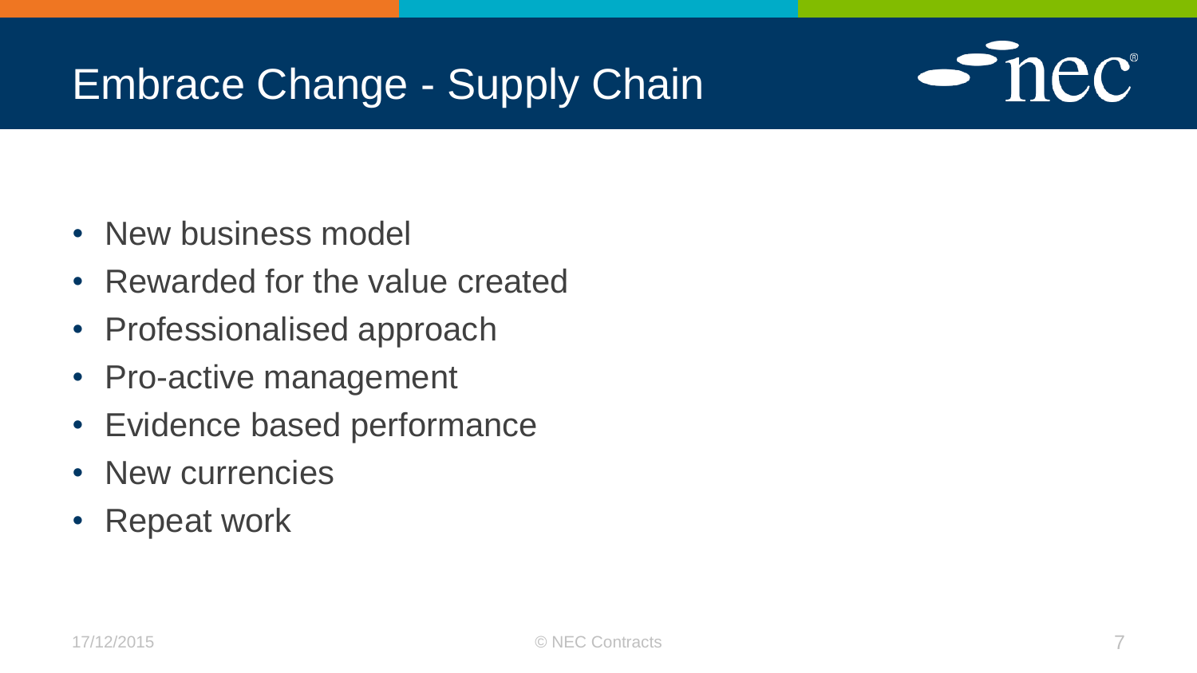# Embrace Change - Supply Chain

- New business model
- Rewarded for the value created
- Professionalised approach
- Pro-active management
- Evidence based performance
- New currencies
- Repeat work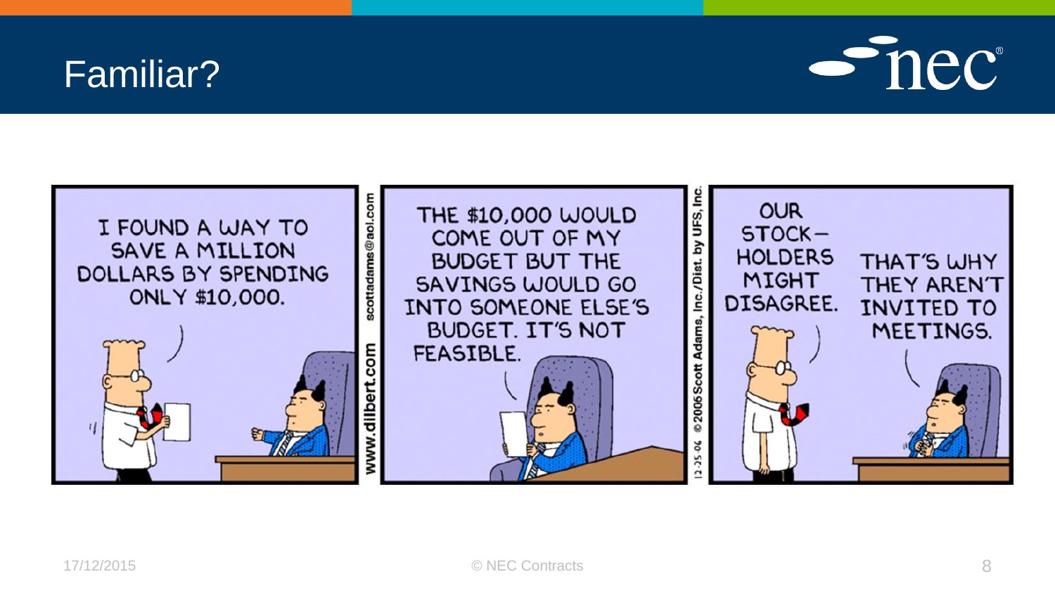# Familiar?

I FOUND A WAY TO SAVE A MILLION DOLLARS BY SPENDING ONLY $10,000.

THE $10,000 WOULD COME OUT OF MY BUDGET BUT THE SAVINGS WOULD GO INTO SOMEONE ELSE'S BUDGET. IT'S NOT FEASIBLE.

OUR STOCK-HOLDERS MIGHT DISAGREE.

THAT'S WHY THEY AREN'T INVITED TO MEETINGS.

www.dilbert.com scottadams@aol.com

12-25-06 © 2006 Scott Adams, Inc./Dist. by UFS, Inc.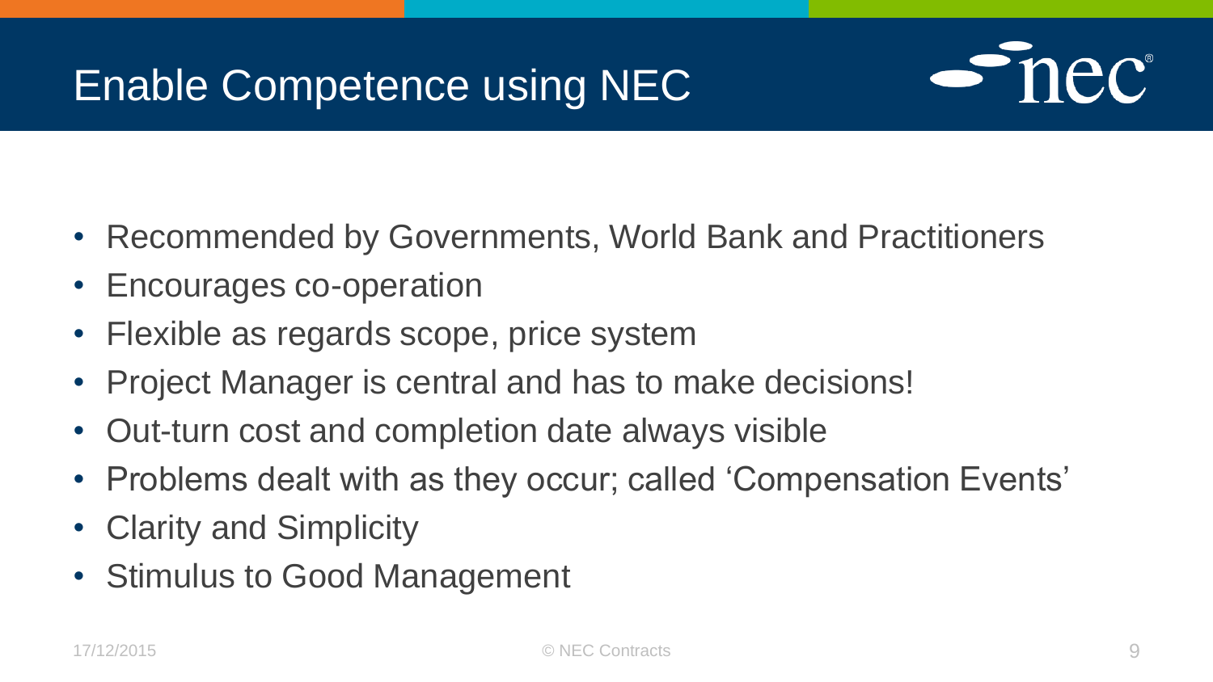# Enable Competence using NEC

- Recommended by Governments, World Bank and Practitioners
- Encourages co-operation
- Flexible as regards scope, price system
- Project Manager is central and has to make decisions!
- Out-turn cost and completion date always visible
- Problems dealt with as they occur; called 'Compensation Events'
- Clarity and Simplicity
- Stimulus to Good Management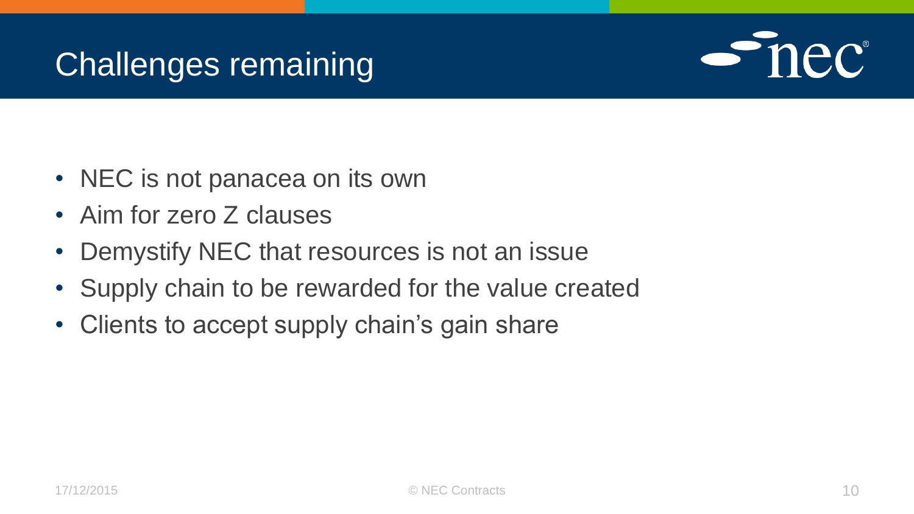# Challenges remaining

- NEC is not panacea on its own
- Aim for zero Z clauses
- Demystify NEC that resources is not an issue
- Supply chain to be rewarded for the value created
- Clients to accept supply chain's gain share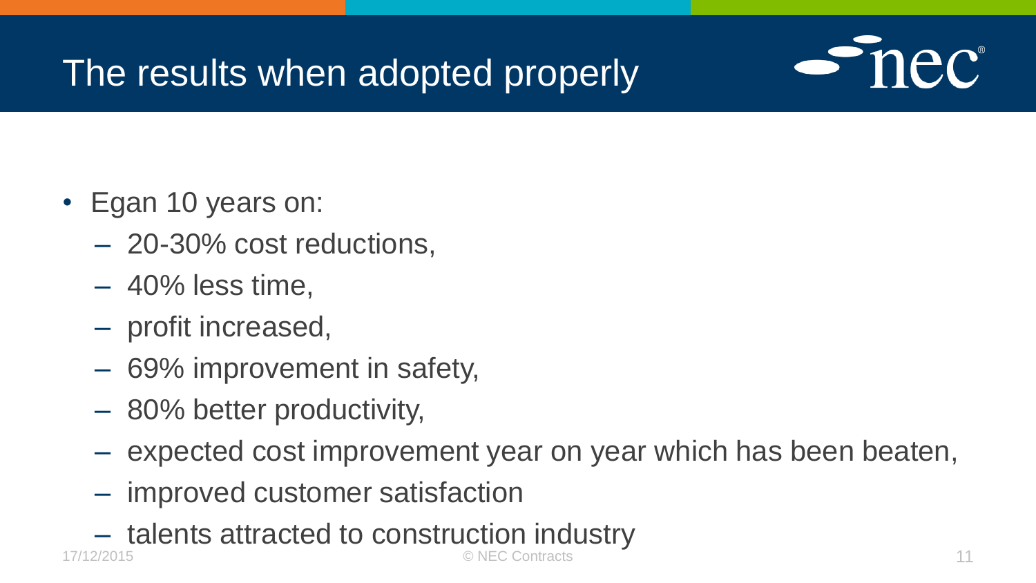# The results when adopted properly

- Egan 10 years on:
  - 20-30% cost reductions,
  - 40% less time,
  - profit increased,
  - 69% improvement in safety,
  - 80% better productivity,
  - expected cost improvement year on year which has been beaten,
  - improved customer satisfaction
  - talents attracted to construction industry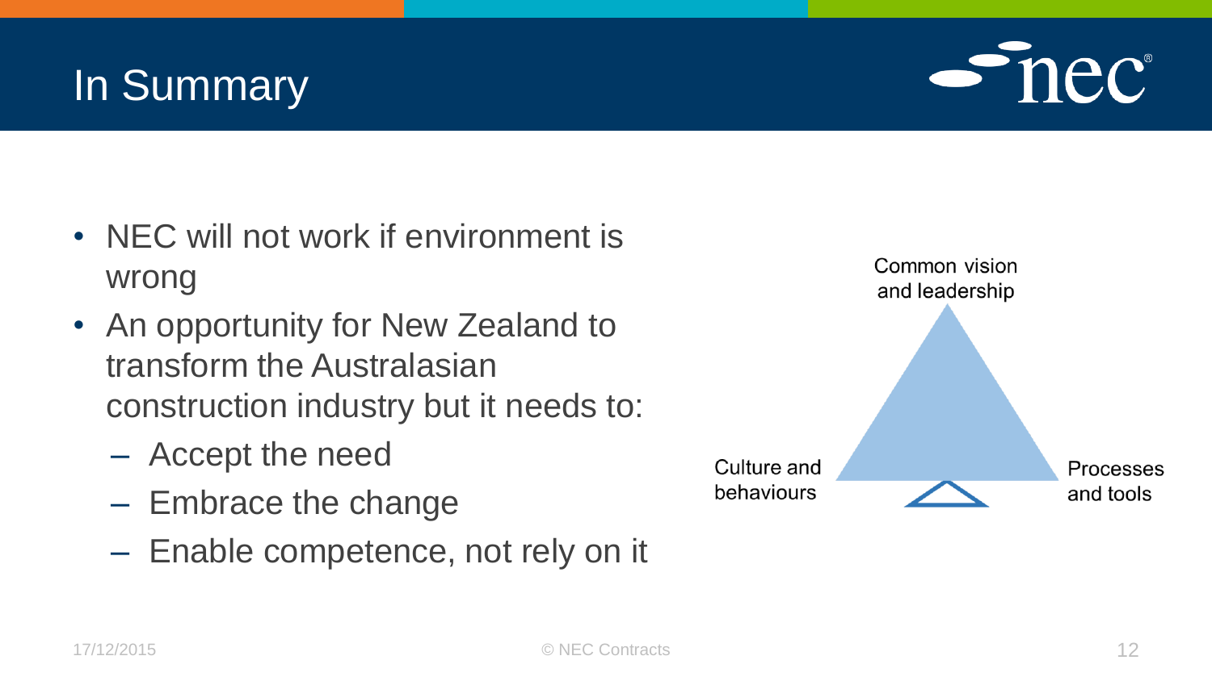# In Summary

- NEC will not work if environment is wrong
- An opportunity for New Zealand to transform the Australasian construction industry but it needs to:
  - Accept the need
  - Embrace the change
  - Enable competence, not rely on it

Common vision and leadership

Culture and behaviours

Processes and tools

17/12/2015

© NEC Contracts